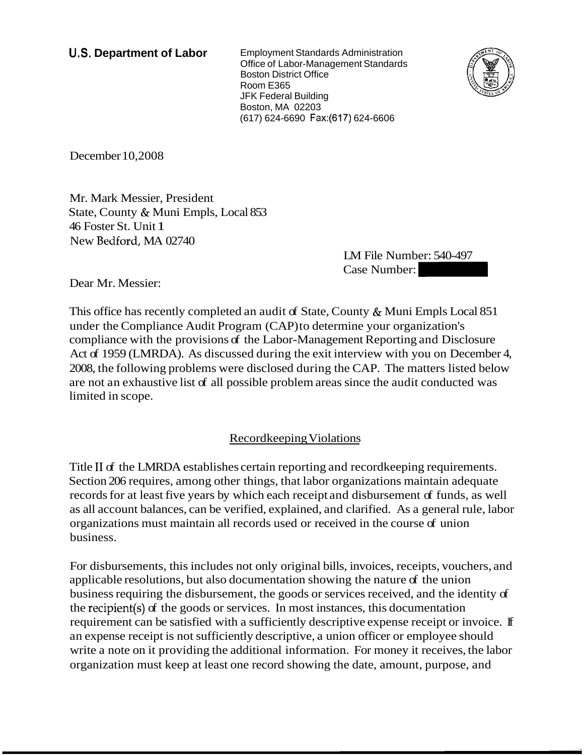**U.S. Department of Labor**

Employment Standards Administration
Office of Labor-Management Standards
Boston District Office
Room E365
JFK Federal Building
Boston, MA 02203
(617) 624-6690 Fax:(617) 624-6606

December 10,2008

Mr. Mark Messier, President
State, County & Muni Empls, Local 853
46 Foster St. Unit 1
New Bedford, MA 02740

LM File Number: 540-497
Case Number:

Dear Mr. Messier:

This office has recently completed an audit of State, County & Muni Empls Local 851 under the Compliance Audit Program (CAP) to determine your organization's compliance with the provisions of the Labor-Management Reporting and Disclosure Act of 1959 (LMRDA). As discussed during the exit interview with you on December 4, 2008, the following problems were disclosed during the CAP. The matters listed below are not an exhaustive list of all possible problem areas since the audit conducted was limited in scope.

## Recordkeeping Violations

Title II of the LMRDA establishes certain reporting and recordkeeping requirements. Section 206 requires, among other things, that labor organizations maintain adequate records for at least five years by which each receipt and disbursement of funds, as well as all account balances, can be verified, explained, and clarified. As a general rule, labor organizations must maintain all records used or received in the course of union business.

For disbursements, this includes not only original bills, invoices, receipts, vouchers, and applicable resolutions, but also documentation showing the nature of the union business requiring the disbursement, the goods or services received, and the identity of the recipient(s) of the goods or services. In most instances, this documentation requirement can be satisfied with a sufficiently descriptive expense receipt or invoice. If an expense receipt is not sufficiently descriptive, a union officer or employee should write a note on it providing the additional information. For money it receives, the labor organization must keep at least one record showing the date, amount, purpose, and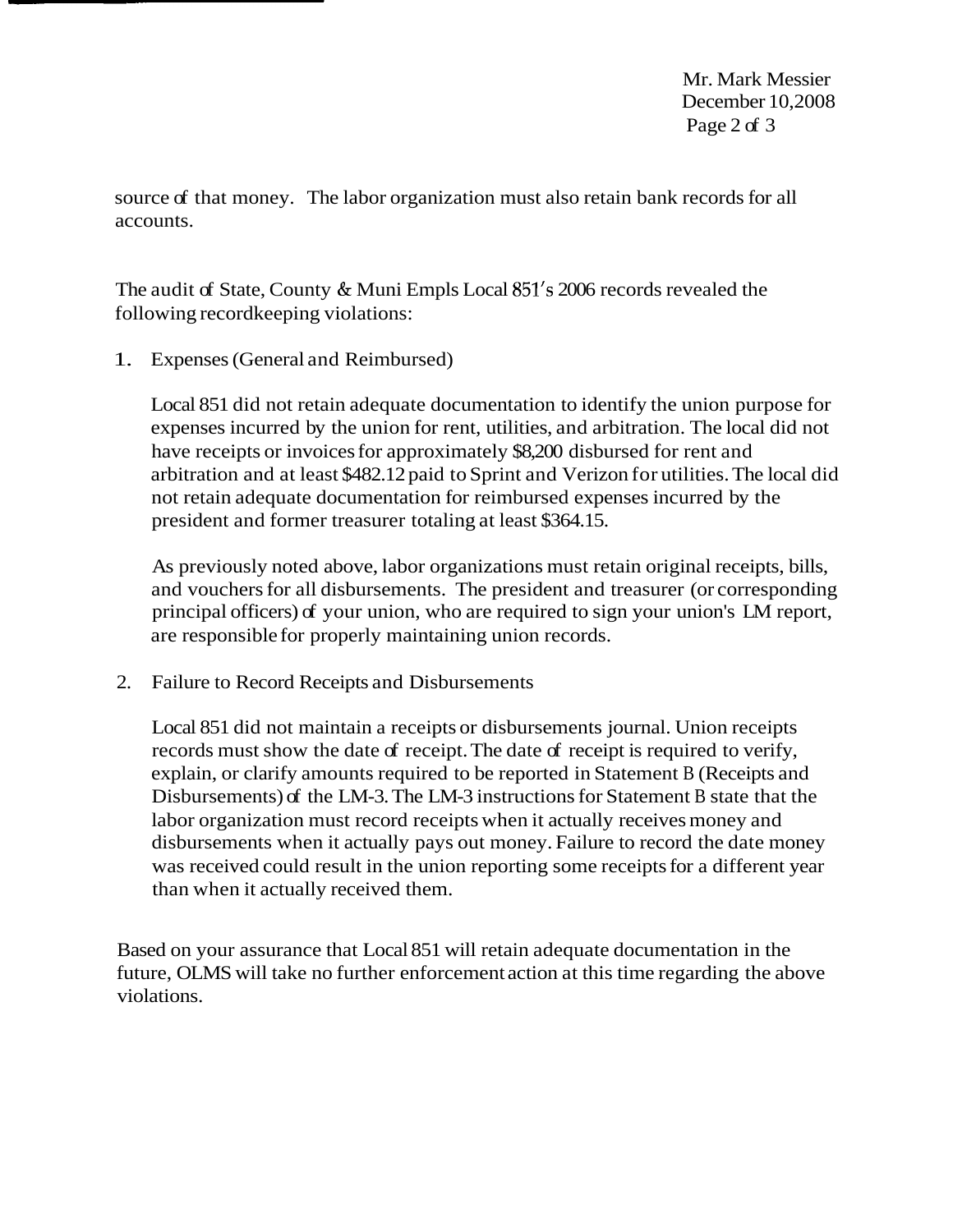source of that money. The labor organization must also retain bank records for all accounts.

The audit of State, County & Muni Empls Local 851's 2006 records revealed the following recordkeeping violations:

1. Expenses (General and Reimbursed)

   Local 851 did not retain adequate documentation to identify the union purpose for expenses incurred by the union for rent, utilities, and arbitration. The local did not have receipts or invoices for approximately $8,200 disbursed for rent and arbitration and at least $482.12 paid to Sprint and Verizon for utilities. The local did not retain adequate documentation for reimbursed expenses incurred by the president and former treasurer totaling at least $364.15.

   As previously noted above, labor organizations must retain original receipts, bills, and vouchers for all disbursements. The president and treasurer (or corresponding principal officers) of your union, who are required to sign your union's LM report, are responsible for properly maintaining union records.

2. Failure to Record Receipts and Disbursements

   Local 851 did not maintain a receipts or disbursements journal. Union receipts records must show the date of receipt. The date of receipt is required to verify, explain, or clarify amounts required to be reported in Statement B (Receipts and Disbursements) of the LM-3. The LM-3 instructions for Statement B state that the labor organization must record receipts when it actually receives money and disbursements when it actually pays out money. Failure to record the date money was received could result in the union reporting some receipts for a different year than when it actually received them.

Based on your assurance that Local 851 will retain adequate documentation in the future, OLMS will take no further enforcement action at this time regarding the above violations.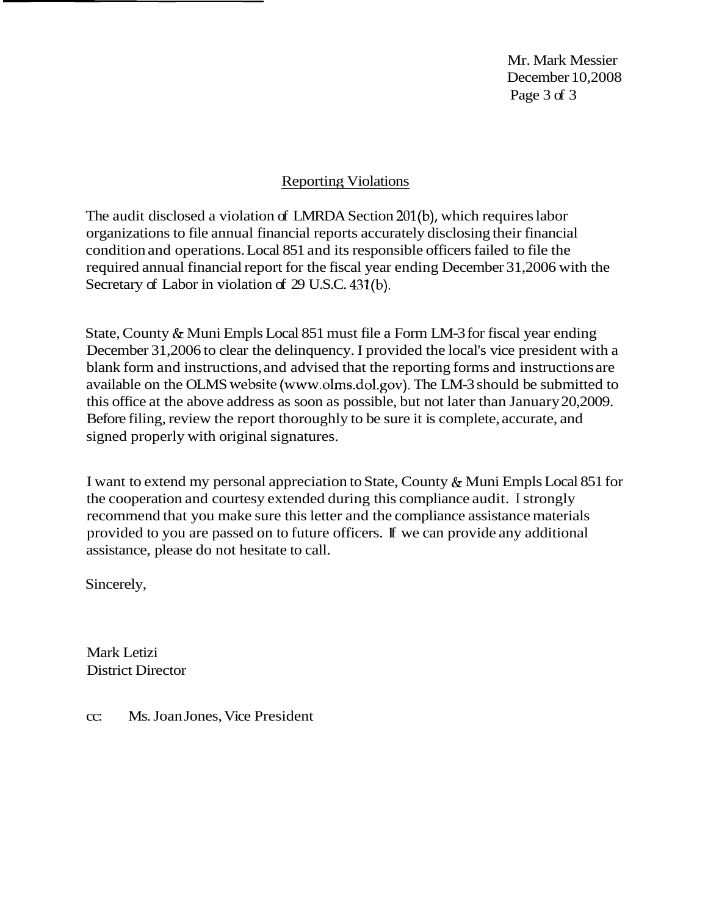## Reporting Violations

The audit disclosed a violation of LMRDA Section 201(b), which requires labor organizations to file annual financial reports accurately disclosing their financial condition and operations. Local 851 and its responsible officers failed to file the required annual financial report for the fiscal year ending December 31,2006 with the Secretary of Labor in violation of 29 U.S.C. 431(b).

State, County & Muni Empls Local 851 must file a Form LM-3 for fiscal year ending December 31,2006 to clear the delinquency. I provided the local's vice president with a blank form and instructions, and advised that the reporting forms and instructions are available on the OLMS website (www.olms.dol.gov). The LM-3 should be submitted to this office at the above address as soon as possible, but not later than January 20,2009. Before filing, review the report thoroughly to be sure it is complete, accurate, and signed properly with original signatures.

I want to extend my personal appreciation to State, County & Muni Empls Local 851 for the cooperation and courtesy extended during this compliance audit. I strongly recommend that you make sure this letter and the compliance assistance materials provided to you are passed on to future officers. If we can provide any additional assistance, please do not hesitate to call.

Sincerely,

Mark Letizi
District Director

cc: Ms. Joan Jones, Vice President